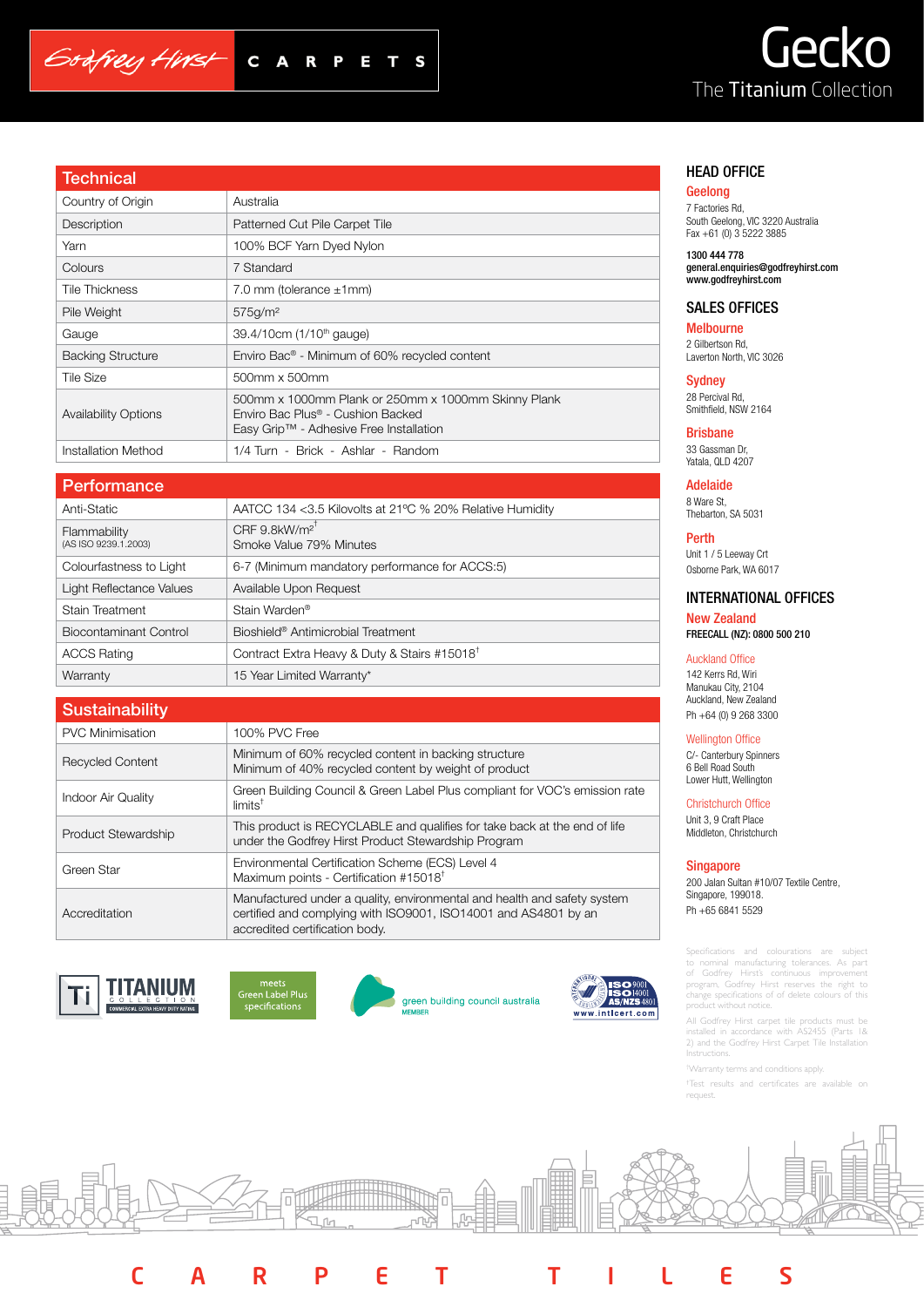Godfrey Hirst CARPETS

# Gecko

The Titanium Collection

## Technical

| Technical | |
|---|---|
| Country of Origin | Australia |
| Description | Patterned Cut Pile Carpet Tile |
| Yarn | 100% BCF Yarn Dyed Nylon |
| Colours | 7 Standard |
| Tile Thickness | 7.0 mm (tolerance ±1mm) |
| Pile Weight | 575g/m² |
| Gauge | 39.4/10cm (1/10th gauge) |
| Backing Structure | Enviro Bac® - Minimum of 60% recycled content |
| Tile Size | 500mm x 500mm |
| Availability Options | 500mm x 1000mm Plank or 250mm x 1000mm Skinny Plank<br>Enviro Bac Plus® - Cushion Backed<br>Easy Grip™ - Adhesive Free Installation |
| Installation Method | 1/4 Turn - Brick - Ashlar - Random |

## Performance

| Performance | |
|---|---|
| Anti-Static | AATCC 134 <3.5 Kilovolts at 21ºC % 20% Relative Humidity |
| Flammability (AS ISO 9239.1.2003) | CRF 9.8kW/m²†<br>Smoke Value 79% Minutes |
| Colourfastness to Light | 6-7 (Minimum mandatory performance for ACCS:5) |
| Light Reflectance Values | Available Upon Request |
| Stain Treatment | Stain Warden® |
| Biocontaminant Control | Bioshield® Antimicrobial Treatment |
| ACCS Rating | Contract Extra Heavy & Duty & Stairs #15018† |
| Warranty | 15 Year Limited Warranty* |

## Sustainability

| Sustainability | |
|---|---|
| PVC Minimisation | 100% PVC Free |
| Recycled Content | Minimum of 60% recycled content in backing structure<br>Minimum of 40% recycled content by weight of product |
| Indoor Air Quality | Green Building Council & Green Label Plus compliant for VOC's emission rate limits† |
| Product Stewardship | This product is RECYCLABLE and qualifies for take back at the end of life under the Godfrey Hirst Product Stewardship Program |
| Green Star | Environmental Certification Scheme (ECS) Level 4<br>Maximum points - Certification #15018† |
| Accreditation | Manufactured under a quality, environmental and health and safety system certified and complying with ISO9001, ISO14001 and AS4801 by an accredited certification body. |

Ti TITANIUM COLLECTION – COMMERCIAL EXTRA HEAVY DUTY RATING

meets Green Label Plus specifications

green building council australia MEMBER

ISO 9001 ISO 14001 AS/NZS 4801 www.intlcert.com

## HEAD OFFICE

**Geelong**
7 Factories Rd,
South Geelong, VIC 3220 Australia
Fax +61 (0) 3 5222 3885

**1300 444 778**
**general.enquiries@godfreyhirst.com**
**www.godfreyhirst.com**

## SALES OFFICES

**Melbourne**
2 Gilbertson Rd,
Laverton North, VIC 3026

**Sydney**
28 Percival Rd,
Smithfield, NSW 2164

**Brisbane**
33 Gassman Dr,
Yatala, QLD 4207

**Adelaide**
8 Ware St,
Thebarton, SA 5031

**Perth**
Unit 1 / 5 Leeway Crt
Osborne Park, WA 6017

## INTERNATIONAL OFFICES

**New Zealand**
**FREECALL (NZ): 0800 500 210**

Auckland Office
142 Kerrs Rd, Wiri
Manukau City, 2104
Auckland, New Zealand
Ph +64 (0) 9 268 3300

Wellington Office
C/- Canterbury Spinners
6 Bell Road South
Lower Hutt, Wellington

Christchurch Office
Unit 3, 9 Craft Place
Middleton, Christchurch

**Singapore**
200 Jalan Sultan #10/07 Textile Centre,
Singapore, 199018.
Ph +65 6841 5529

Specifications and colourations are subject to nominal manufacturing tolerances. As part of Godfrey Hirst's continuous improvement program, Godfrey Hirst reserves the right to change specifications of of delete colours of this product without notice.

All Godfrey Hirst carpet tile products must be installed in accordance with AS2455 (Parts 1& 2) and the Godfrey Hirst Carpet Tile Installation Instructions.

*Warranty terms and conditions apply.

†Test results and certificates are available on request.

CARPET TILES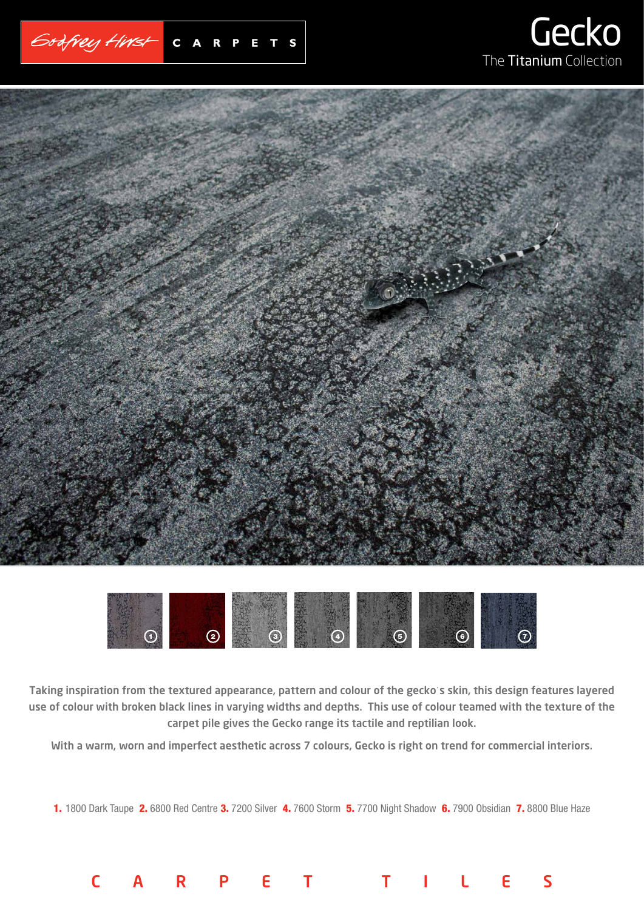Godfrey Hirst CARPETS

# Gecko

The **Titanium** Collection

Taking inspiration from the textured appearance, pattern and colour of the gecko's skin, this design features layered use of colour with broken black lines in varying widths and depths. This use of colour teamed with the texture of the carpet pile gives the Gecko range its tactile and reptilian look.

With a warm, worn and imperfect aesthetic across 7 colours, Gecko is right on trend for commercial interiors.

**1.** 1800 Dark Taupe **2.** 6800 Red Centre **3.** 7200 Silver **4.** 7600 Storm **5.** 7700 Night Shadow **6.** 7900 Obsidian **7.** 8800 Blue Haze

C A R P E T T I L E S